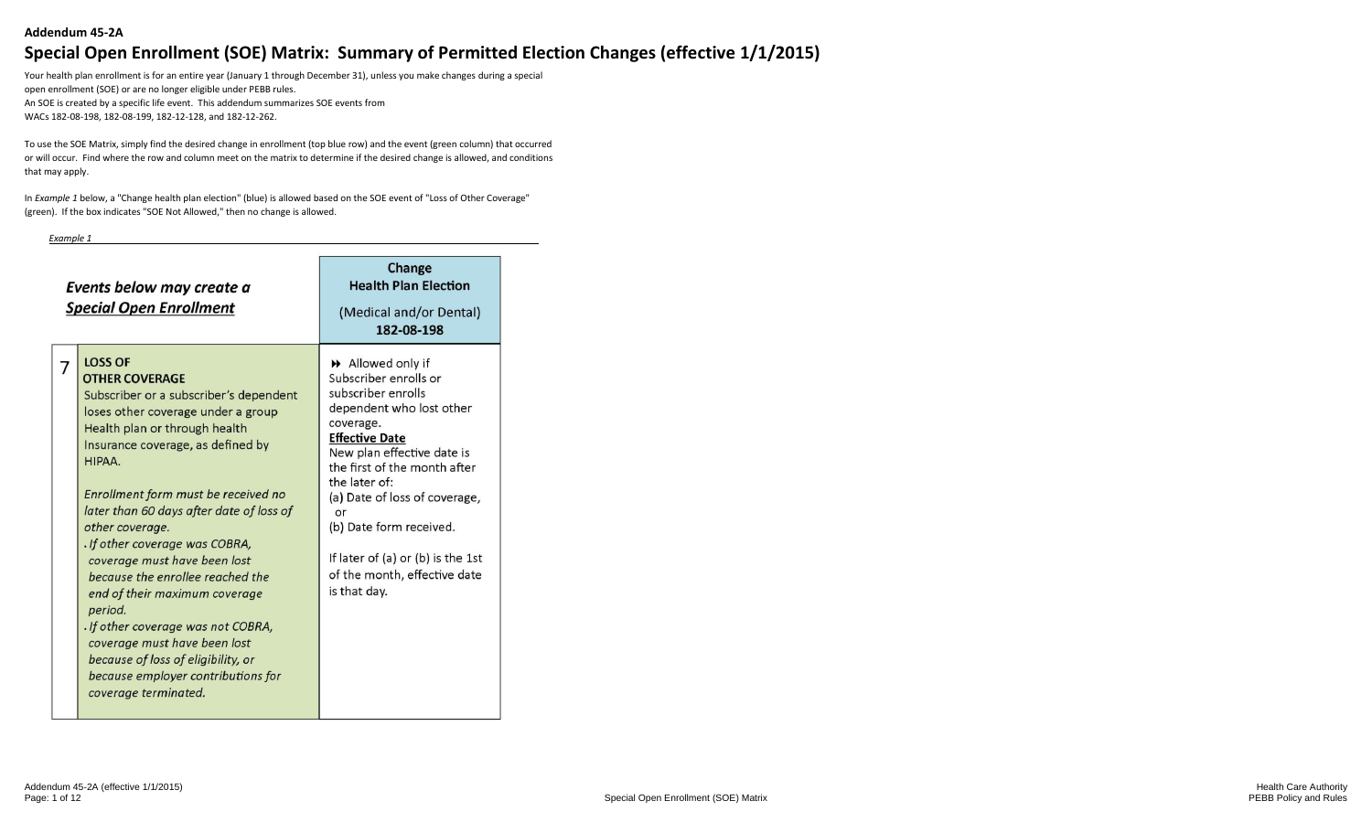**Addendum 45-2A**

# Special Open Enrollment (SOE) Matrix: Summary of Permitted Election Changes (effective 1/1/2015)

Your health plan enrollment is for an entire year (January 1 through December 31), unless you make changes during a special open enrollment (SOE) or are no longer eligible under PEBB rules.
An SOE is created by a specific life event. This addendum summarizes SOE events from WACs 182-08-198, 182-08-199, 182-12-128, and 182-12-262.

To use the SOE Matrix, simply find the desired change in enrollment (top blue row) and the event (green column) that occurred or will occur. Find where the row and column meet on the matrix to determine if the desired change is allowed, and conditions that may apply.

In *Example 1* below, a "Change health plan election" (blue) is allowed based on the SOE event of "Loss of Other Coverage" (green). If the box indicates "SOE Not Allowed," then no change is allowed.

*Example 1*

| | ***Events below may create a Special Open Enrollment*** | **Change Health Plan Election** (Medical and/or Dental) **182-08-198** |
|---|---|---|
| 7 | **LOSS OF OTHER COVERAGE** Subscriber or a subscriber's dependent loses other coverage under a group Health plan or through health Insurance coverage, as defined by HIPAA. *Enrollment form must be received no later than 60 days after date of loss of other coverage.* . *If other coverage was COBRA, coverage must have been lost because the enrollee reached the end of their maximum coverage period.* . *If other coverage was not COBRA, coverage must have been lost because of loss of eligibility, or because employer contributions for coverage terminated.* | ⏩ Allowed only if Subscriber enrolls or subscriber enrolls dependent who lost other coverage. **Effective Date** New plan effective date is the first of the month after the later of: (a) Date of loss of coverage, or (b) Date form received. If later of (a) or (b) is the 1st of the month, effective date is that day. |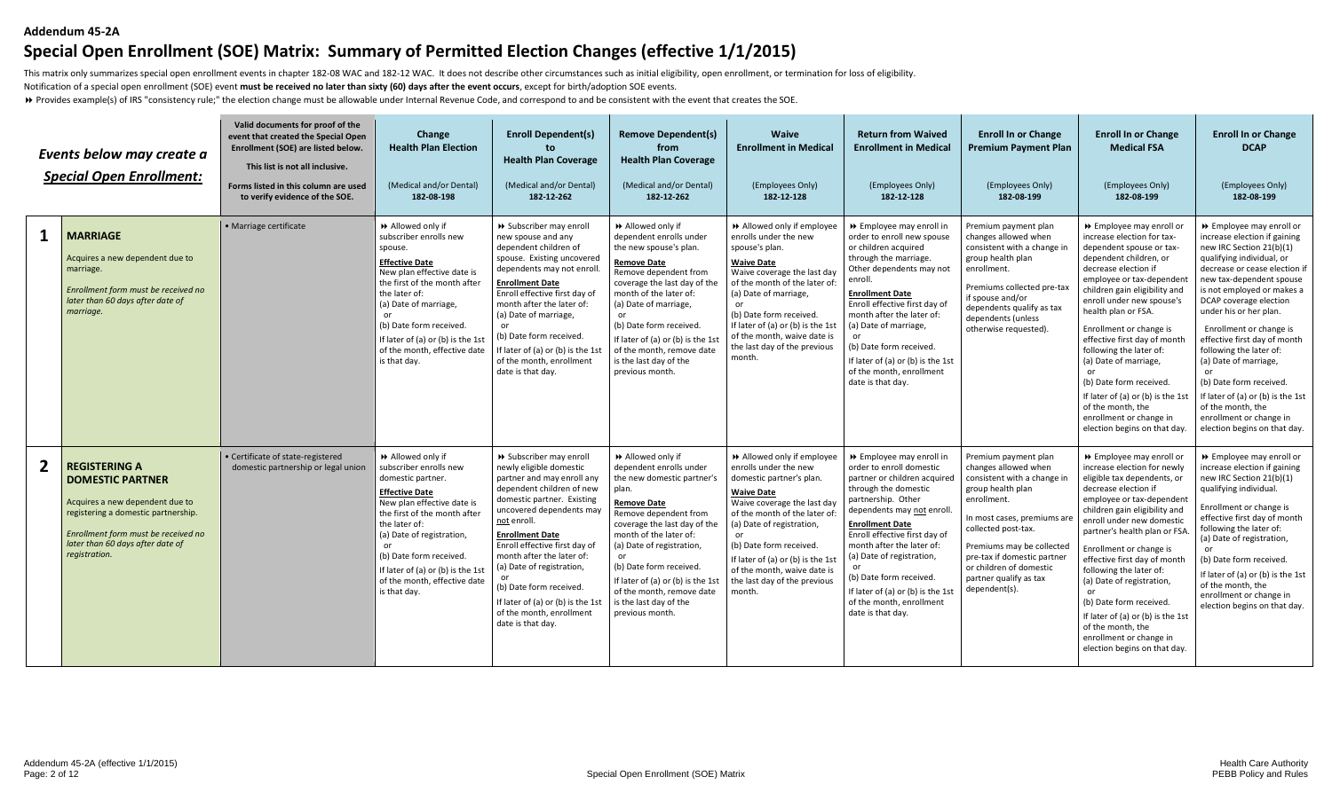**Addendum 45-2A**

# Special Open Enrollment (SOE) Matrix: Summary of Permitted Election Changes (effective 1/1/2015)

This matrix only summarizes special open enrollment events in chapter 182-08 WAC and 182-12 WAC. It does not describe other circumstances such as initial eligibility, open enrollment, or termination for loss of eligibility.

Notification of a special open enrollment (SOE) event **must be received no later than sixty (60) days after the event occurs**, except for birth/adoption SOE events.

⏩ Provides example(s) of IRS "consistency rule;" the election change must be allowable under Internal Revenue Code, and correspond to and be consistent with the event that creates the SOE.

| | *Events below may create a* ***Special Open Enrollment:*** | Valid documents for proof of the event that created the Special Open Enrollment (SOE) are listed below. This list is not all inclusive. Forms listed in this column are used to verify evidence of the SOE. | **Change Health Plan Election** (Medical and/or Dental) 182-08-198 | **Enroll Dependent(s) to Health Plan Coverage** (Medical and/or Dental) 182-12-262 | **Remove Dependent(s) from Health Plan Coverage** (Medical and/or Dental) 182-12-262 | **Waive Enrollment in Medical** (Employees Only) 182-12-128 | **Return from Waived Enrollment in Medical** (Employees Only) 182-12-128 | **Enroll In or Change Premium Payment Plan** (Employees Only) 182-08-199 | **Enroll In or Change Medical FSA** (Employees Only) 182-08-199 | **Enroll In or Change DCAP** (Employees Only) 182-08-199 |
|---|---|---|---|---|---|---|---|---|---|---|
| **1** | **MARRIAGE** Acquires a new dependent due to marriage. *Enrollment form must be received no later than 60 days after date of marriage.* | • Marriage certificate | ⏩ Allowed only if subscriber enrolls new spouse. **Effective Date** New plan effective date is the first of the month after the later of: (a) Date of marriage, or (b) Date form received. If later of (a) or (b) is the 1st of the month, effective date is that day. | ⏩ Subscriber may enroll new spouse and any dependent children of spouse. Existing uncovered dependents may not enroll. **Enrollment Date** Enroll effective first day of month after the later of: (a) Date of marriage, or (b) Date form received. If later of (a) or (b) is the 1st of the month, enrollment date is that day. | ⏩ Allowed only if dependent enrolls under the new spouse's plan. **Remove Date** Remove dependent from coverage the last day of the month of the later of: (a) Date of marriage, or (b) Date form received. If later of (a) or (b) is the 1st of the month, remove date is the last day of the previous month. | ⏩ Allowed only if employee enrolls under the new spouse's plan. **Waive Date** Waive coverage the last day of the month of the later of: (a) Date of marriage, or (b) Date form received. If later of (a) or (b) is the 1st of the month, waive date is the last day of the previous month. | ⏩ Employee may enroll in order to enroll new spouse or children acquired through the marriage. Other dependents may not enroll. **Enrollment Date** Enroll effective first day of month after the later of: (a) Date of marriage, or (b) Date form received. If later of (a) or (b) is the 1st of the month, enrollment date is that day. | Premium payment plan changes allowed when consistent with a change in group health plan enrollment. Premiums collected pre-tax if spouse and/or dependents qualify as tax dependents (unless otherwise requested). | ⏩ Employee may enroll or increase election for tax-dependent spouse or tax-dependent children, or decrease election if employee or tax-dependent children gain eligibility and enroll under new spouse's health plan or FSA. Enrollment or change is effective first day of month following the later of: (a) Date of marriage, or (b) Date form received. If later of (a) or (b) is the 1st of the month, the enrollment or change in election begins on that day. | ⏩ Employee may enroll or increase election if gaining new IRC Section 21(b)(1) qualifying individual, or decrease or cease election if new tax-dependent spouse is not employed or makes a DCAP coverage election under his or her plan. Enrollment or change is effective first day of month following the later of: (a) Date of marriage, or (b) Date form received. If later of (a) or (b) is the 1st of the month, the enrollment or change in election begins on that day. |
| **2** | **REGISTERING A DOMESTIC PARTNER** Acquires a new dependent due to registering a domestic partnership. *Enrollment form must be received no later than 60 days after date of registration.* | • Certificate of state-registered domestic partnership or legal union | ⏩ Allowed only if subscriber enrolls new domestic partner. **Effective Date** New plan effective date is the first of the month after the later of: (a) Date of registration, or (b) Date form received. If later of (a) or (b) is the 1st of the month, effective date is that day. | ⏩ Subscriber may enroll newly eligible domestic partner and may enroll any dependent children of new domestic partner. Existing uncovered dependents may not enroll. **Enrollment Date** Enroll effective first day of month after the later of: (a) Date of registration, or (b) Date form received. If later of (a) or (b) is the 1st of the month, enrollment date is that day. | ⏩ Allowed only if dependent enrolls under the new domestic partner's plan. **Remove Date** Remove dependent from coverage the last day of the month of the later of: (a) Date of registration, or (b) Date form received. If later of (a) or (b) is the 1st of the month, remove date is the last day of the previous month. | ⏩ Allowed only if employee enrolls under the new domestic partner's plan. **Waive Date** Waive coverage the last day of the month of the later of: (a) Date of registration, or (b) Date form received. If later of (a) or (b) is the 1st of the month, waive date is the last day of the previous month. | ⏩ Employee may enroll in order to enroll domestic partner or children acquired through the domestic partnership. Other dependents may not enroll. **Enrollment Date** Enroll effective first day of month after the later of: (a) Date of registration, or (b) Date form received. If later of (a) or (b) is the 1st of the month, enrollment date is that day. | Premium payment plan changes allowed when consistent with a change in group health plan enrollment. In most cases, premiums are collected post-tax. Premiums may be collected pre-tax if domestic partner or children of domestic partner qualify as tax dependent(s). | ⏩ Employee may enroll or increase election for newly eligible tax dependents, or decrease election if employee or tax-dependent children gain eligibility and enroll under new domestic partner's health plan or FSA. Enrollment or change is effective first day of month following the later of: (a) Date of registration, or (b) Date form received. If later of (a) or (b) is the 1st of the month, the enrollment or change in election begins on that day. | ⏩ Employee may enroll or increase election if gaining new IRC Section 21(b)(1) qualifying individual. Enrollment or change is effective first day of month following the later of: (a) Date of registration, or (b) Date form received. If later of (a) or (b) is the 1st of the month, the enrollment or change in election begins on that day. |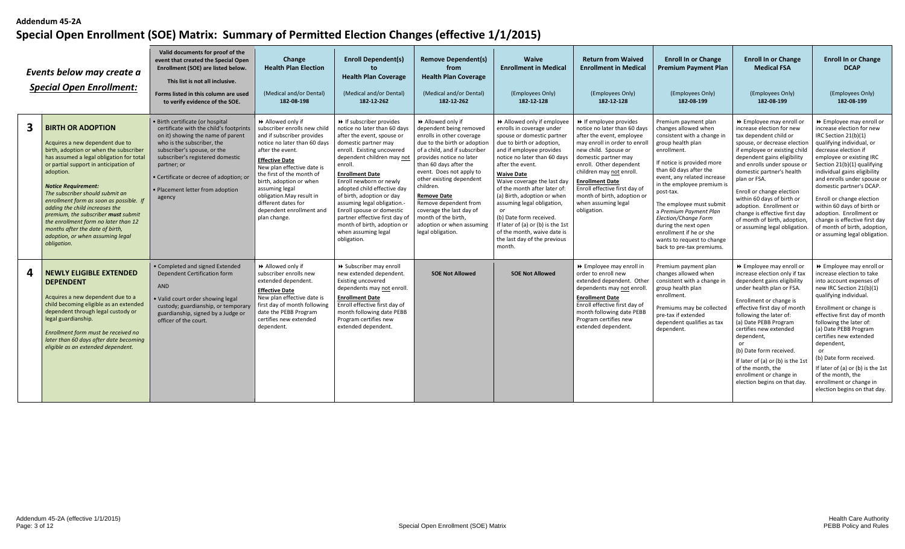**Addendum 45-2A**

# Special Open Enrollment (SOE) Matrix: Summary of Permitted Election Changes (effective 1/1/2015)

| | *Events below may create a Special Open Enrollment:* | Valid documents for proof of the event that created the Special Open Enrollment (SOE) are listed below. This list is not all inclusive. Forms listed in this column are used to verify evidence of the SOE. | Change Health Plan Election (Medical and/or Dental) 182-08-198 | Enroll Dependent(s) to Health Plan Coverage (Medical and/or Dental) 182-12-262 | Remove Dependent(s) from Health Plan Coverage (Medical and/or Dental) 182-12-262 | Waive Enrollment in Medical (Employees Only) 182-12-128 | Return from Waived Enrollment in Medical (Employees Only) 182-12-128 | Enroll In or Change Premium Payment Plan (Employees Only) 182-08-199 | Enroll In or Change Medical FSA (Employees Only) 182-08-199 | Enroll In or Change DCAP (Employees Only) 182-08-199 |
|---|---|---|---|---|---|---|---|---|---|---|
| **3** | **BIRTH OR ADOPTION** Acquires a new dependent due to birth, adoption or when the subscriber has assumed a legal obligation for total or partial support in anticipation of adoption. ***Notice Requirement:*** *The subscriber should submit an enrollment form as soon as possible. If adding the child increases the premium, the subscriber **must** submit the enrollment form no later than 12 months after the date of birth, adoption, or when assuming legal obligation.* | • Birth certificate (or hospital certificate with the child's footprints on it) showing the name of parent who is the subscriber, the subscriber's spouse, or the subscriber's registered domestic partner; or • Certificate or decree of adoption; or • Placement letter from adoption agency | ⏩ Allowed only if subscriber enrolls new child and if subscriber provides notice no later than 60 days after the event. **Effective Date** New plan effective date is the first of the month of birth, adoption or when assuming legal obligation.May result in different dates for dependent enrollment and plan change. | ⏩ If subscriber provides notice no later than 60 days after the event, spouse or domestic partner may enroll. Existing uncovered dependent children may not enroll. **Enrollment Date** Enroll newborn or newly adopted child effective day of birth, adoption or day assuming legal obligation.- Enroll spouse or domestic partner effective first day of month of birth, adoption or when assuming legal obligation. | ⏩ Allowed only if dependent being removed enrolls in other coverage due to the birth or adoption of a child, and if subscriber provides notice no later than 60 days after the event. Does not apply to other existing dependent children. **Remove Date** Remove dependent from coverage the last day of month of the birth, adoption or when assuming legal obligation. | ⏩ Allowed only if employee enrolls in coverage under spouse or domestic partner due to birth or adoption, and if employee provides notice no later than 60 days after the event. **Waive Date** Waive coverage the last day of the month after later of: (a) Birth, adoption or when assuming legal obligation, or (b) Date form received. If later of (a) or (b) is the 1st of the month, waive date is the last day of the previous month. | ⏩ If employee provides notice no later than 60 days after the event, employee may enroll in order to enroll new child. Spouse or domestic partner may enroll. Other dependent children may not enroll. **Enrollment Date** Enroll effective first day of month of birth, adoption or when assuming legal obligation. | Premium payment plan changes allowed when consistent with a change in group health plan enrollment. If notice is provided more than 60 days after the event, any related increase in the employee premium is post-tax. The employee must submit a *Premium Payment Plan Election/Change Form* during the next open enrollment if he or she wants to request to change back to pre-tax premiums. | ⏩ Employee may enroll or increase election for new tax dependent child or spouse, or decrease election if employee or existing child dependent gains eligibility and enrolls under spouse or domestic partner's health plan or FSA. Enroll or change election within 60 days of birth or adoption. Enrollment or change is effective first day of month of birth, adoption, or assuming legal obligation. | ⏩ Employee may enroll or increase election for new IRC Section 21(b)(1) qualifying individual, or decrease election if employee or existing IRC Section 21(b)(1) qualifying individual gains eligibility and enrolls under spouse or domestic partner's DCAP. Enroll or change election within 60 days of birth or adoption. Enrollment or change is effective first day of month of birth, adoption, or assuming legal obligation. |
| **4** | **NEWLY ELIGIBLE EXTENDED DEPENDENT** Acquires a new dependent due to a child becoming eligible as an extended dependent through legal custody or legal guardianship. *Enrollment form must be received no later than 60 days after date becoming eligible as an extended dependent.* | • Completed and signed Extended Dependent Certification form AND • Valid court order showing legal custody; guardianship, or temporary guardianship, signed by a Judge or officer of the court. | ⏩ Allowed only if subscriber enrolls new extended dependent. **Effective Date** New plan effective date is first day of month following date the PEBB Program certifies new extended dependent. | ⏩ Subscriber may enroll new extended dependent. Existing uncovered dependents may not enroll. **Enrollment Date** Enroll effective first day of month following date PEBB Program certifies new extended dependent. | **SOE Not Allowed** | **SOE Not Allowed** | ⏩ Employee may enroll in order to enroll new extended dependent. Other dependents may not enroll. **Enrollment Date** Enroll effective first day of month following date PEBB Program certifies new extended dependent. | Premium payment plan changes allowed when consistent with a change in group health plan enrollment. Premiums may be collected pre-tax if extended dependent qualifies as tax dependent. | ⏩ Employee may enroll or increase election only if tax dependent gains eligibility under health plan or FSA. Enrollment or change is effective first day of month following the later of: (a) Date PEBB Program certifies new extended dependent, or (b) Date form received. If later of (a) or (b) is the 1st of the month, the enrollment or change in election begins on that day. | ⏩ Employee may enroll or increase election to take into account expenses of new IRC Section 21(b)(1) qualifying individual. Enrollment or change is effective first day of month following the later of: (a) Date PEBB Program certifies new extended dependent, or (b) Date form received. If later of (a) or (b) is the 1st of the month, the enrollment or change in election begins on that day. |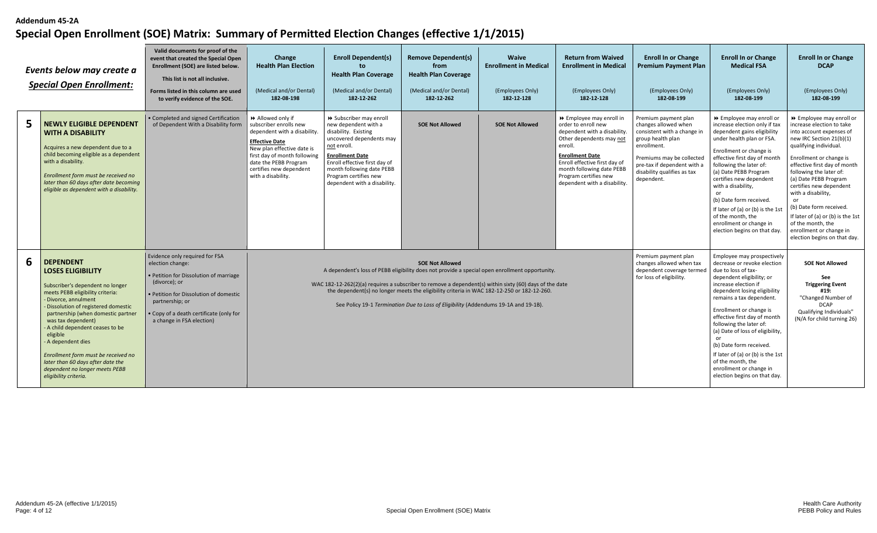**Addendum 45-2A**

# Special Open Enrollment (SOE) Matrix: Summary of Permitted Election Changes (effective 1/1/2015)

| | *Events below may create a Special Open Enrollment:* | Valid documents for proof of the event that created the Special Open Enrollment (SOE) are listed below. This list is not all inclusive. Forms listed in this column are used to verify evidence of the SOE. | Change Health Plan Election (Medical and/or Dental) 182-08-198 | Enroll Dependent(s) to Health Plan Coverage (Medical and/or Dental) 182-12-262 | Remove Dependent(s) from Health Plan Coverage (Medical and/or Dental) 182-12-262 | Waive Enrollment in Medical (Employees Only) 182-12-128 | Return from Waived Enrollment in Medical (Employees Only) 182-12-128 | Enroll In or Change Premium Payment Plan (Employees Only) 182-08-199 | Enroll In or Change Medical FSA (Employees Only) 182-08-199 | Enroll In or Change DCAP (Employees Only) 182-08-199 |
|---|---|---|---|---|---|---|---|---|---|---|
| **5** | **NEWLY ELIGIBLE DEPENDENT WITH A DISABILITY**<br><br>Acquires a new dependent due to a child becoming eligible as a dependent with a disability.<br><br>*Enrollment form must be received no later than 60 days after date becoming eligible as dependent with a disability.* | • Completed and signed Certification of Dependent With a Disability form | ⏩ Allowed only if subscriber enrolls new dependent with a disability.<br><br>**Effective Date**<br>New plan effective date is first day of month following date the PEBB Program certifies new dependent with a disability. | ⏩ Subscriber may enroll new dependent with a disability. Existing uncovered dependents may not enroll.<br><br>**Enrollment Date**<br>Enroll effective first day of month following date PEBB Program certifies new dependent with a disability. | **SOE Not Allowed** | **SOE Not Allowed** | ⏩ Employee may enroll in order to enroll new dependent with a disability. Other dependents may not enroll.<br><br>**Enrollment Date**<br>Enroll effective first day of month following date PEBB Program certifies new dependent with a disability. | Premium payment plan changes allowed when consistent with a change in group health plan enrollment.<br><br>Premiums may be collected pre-tax if dependent with a disability qualifies as tax dependent. | ⏩ Employee may enroll or increase election only if tax dependent gains eligibility under health plan or FSA.<br><br>Enrollment or change is effective first day of month following the later of:<br>(a) Date PEBB Program certifies new dependent with a disability,<br>or<br>(b) Date form received.<br><br>If later of (a) or (b) is the 1st of the month, the enrollment or change in election begins on that day. | ⏩ Employee may enroll or increase election to take into account expenses of new IRC Section 21(b)(1) qualifying individual.<br><br>Enrollment or change is effective first day of month following the later of:<br>(a) Date PEBB Program certifies new dependent with a disability,<br>or<br>(b) Date form received.<br><br>If later of (a) or (b) is the 1st of the month, the enrollment or change in election begins on that day. |
| **6** | **DEPENDENT LOSES ELIGIBILITY**<br><br>Subscriber's dependent no longer meets PEBB eligibility criteria:<br>- Divorce, annulment<br>- Dissolution of registered domestic partnership (when domestic partner was tax dependent)<br>- A child dependent ceases to be eligible<br>- A dependent dies<br><br>*Enrollment form must be received no later than 60 days after the date the dependent no longer meets PEBB eligibility criteria.* | Evidence only required for FSA election change:<br><br>• Petition for Dissolution of marriage (divorce); or<br><br>• Petition for Dissolution of domestic partnership; or<br><br>• Copy of a death certificate (only for a change in FSA election) | **SOE Not Allowed**<br>A dependent's loss of PEBB eligibility does not provide a special open enrollment opportunity.<br><br>WAC 182-12-262(2)(a) requires a subscriber to remove a dependent(s) within sixty (60) days of the date the dependent(s) no longer meets the eligibility criteria in WAC 182-12-250 or 182-12-260.<br><br>See Policy 19-1 *Termination Due to Loss of Eligibility* (Addendums 19-1A and 19-1B). | | | | | Premium payment plan changes allowed when tax dependent coverage termed for loss of eligibility. | Employee may prospectively decrease or revoke election due to loss of tax-dependent eligibility; or increase election if dependent losing eligibility remains a tax dependent.<br><br>Enrollment or change is effective first day of month following the later of:<br>(a) Date of loss of eligibility,<br>or<br>(b) Date form received.<br><br>If later of (a) or (b) is the 1st of the month, the enrollment or change in election begins on that day. | **SOE Not Allowed**<br><br>**See Triggering Event #19:**<br>"Changed Number of DCAP Qualifying Individuals"<br>(N/A for child turning 26) |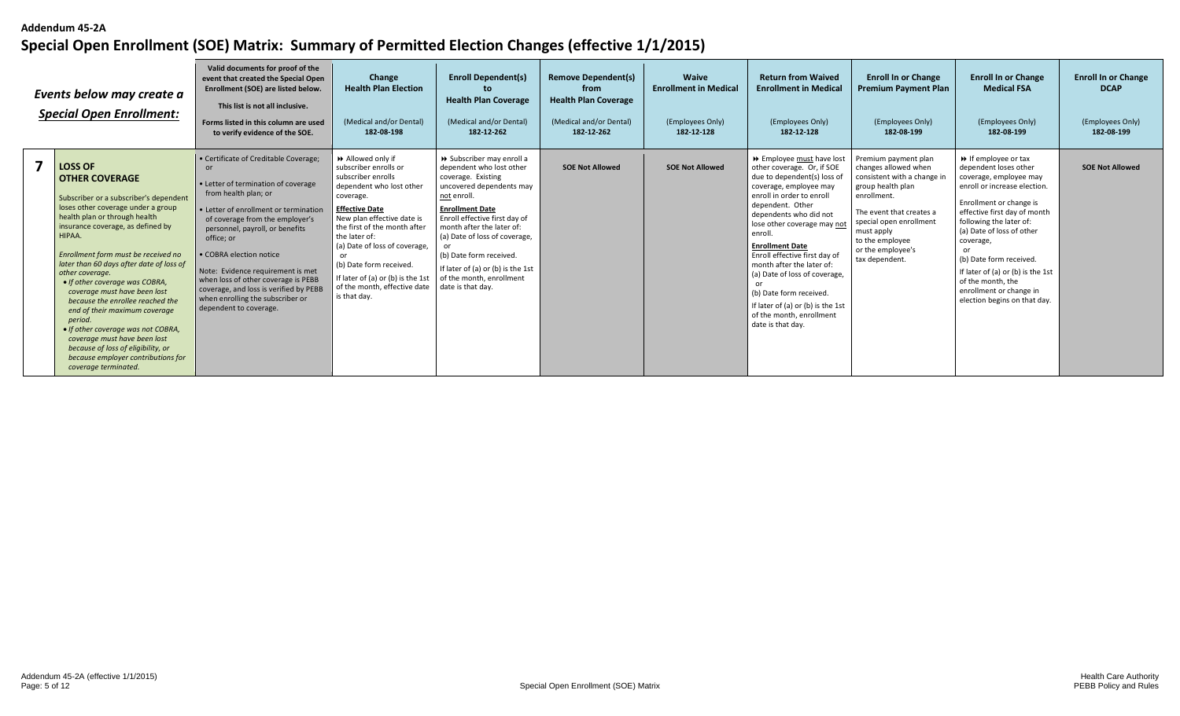**Addendum 45-2A**

# Special Open Enrollment (SOE) Matrix: Summary of Permitted Election Changes (effective 1/1/2015)

| | *Events below may create a Special Open Enrollment:* | **Valid documents for proof of the event that created the Special Open Enrollment (SOE) are listed below. This list is not all inclusive. Forms listed in this column are used to verify evidence of the SOE.** | **Change Health Plan Election** (Medical and/or Dental) **182-08-198** | **Enroll Dependent(s) to Health Plan Coverage** (Medical and/or Dental) **182-12-262** | **Remove Dependent(s) from Health Plan Coverage** (Medical and/or Dental) **182-12-262** | **Waive Enrollment in Medical** (Employees Only) **182-12-128** | **Return from Waived Enrollment in Medical** (Employees Only) **182-12-128** | **Enroll In or Change Premium Payment Plan** (Employees Only) **182-08-199** | **Enroll In or Change Medical FSA** (Employees Only) **182-08-199** | **Enroll In or Change DCAP** (Employees Only) **182-08-199** |
|---|---|---|---|---|---|---|---|---|---|---|
| **7** | **LOSS OF OTHER COVERAGE**<br><br>Subscriber or a subscriber's dependent loses other coverage under a group health plan or through health insurance coverage, as defined by HIPAA.<br><br>*Enrollment form must be received no later than 60 days after date of loss of other coverage.*<br>• *If other coverage was COBRA, coverage must have been lost because the enrollee reached the end of their maximum coverage period.*<br>• *If other coverage was not COBRA, coverage must have been lost because of loss of eligibility, or because employer contributions for coverage terminated.* | • Certificate of Creditable Coverage; or<br>• Letter of termination of coverage from health plan; or<br>• Letter of enrollment or termination of coverage from the employer's personnel, payroll, or benefits office; or<br>• COBRA election notice<br><br>Note: Evidence requirement is met when loss of other coverage is PEBB coverage, and loss is verified by PEBB when enrolling the subscriber or dependent to coverage. | ⏩ Allowed only if subscriber enrolls or subscriber enrolls dependent who lost other coverage.<br><br>**Effective Date**<br>New plan effective date is the first of the month after the later of:<br>(a) Date of loss of coverage,<br>or<br>(b) Date form received.<br>If later of (a) or (b) is the 1st of the month, effective date is that day. | ⏩ Subscriber may enroll a dependent who lost other coverage. Existing uncovered dependents may not enroll.<br><br>**Enrollment Date**<br>Enroll effective first day of month after the later of:<br>(a) Date of loss of coverage,<br>or<br>(b) Date form received.<br>If later of (a) or (b) is the 1st of the month, enrollment date is that day. | **SOE Not Allowed** | **SOE Not Allowed** | ⏩ Employee must have lost other coverage. Or, if SOE due to dependent(s) loss of coverage, employee may enroll in order to enroll dependent. Other dependents who did not lose other coverage may not enroll.<br><br>**Enrollment Date**<br>Enroll effective first day of month after the later of:<br>(a) Date of loss of coverage,<br>or<br>(b) Date form received.<br>If later of (a) or (b) is the 1st of the month, enrollment date is that day. | Premium payment plan changes allowed when consistent with a change in group health plan enrollment.<br><br>The event that creates a special open enrollment must apply to the employee or the employee's tax dependent. | ⏩ If employee or tax dependent loses other coverage, employee may enroll or increase election.<br><br>Enrollment or change is effective first day of month following the later of:<br>(a) Date of loss of other coverage,<br>or<br>(b) Date form received.<br>If later of (a) or (b) is the 1st of the month, the enrollment or change in election begins on that day. | **SOE Not Allowed** |

Addendum 45-2A (effective 1/1/2015)

Special Open Enrollment (SOE) Matrix

Health Care Authority
PEBB Policy and Rules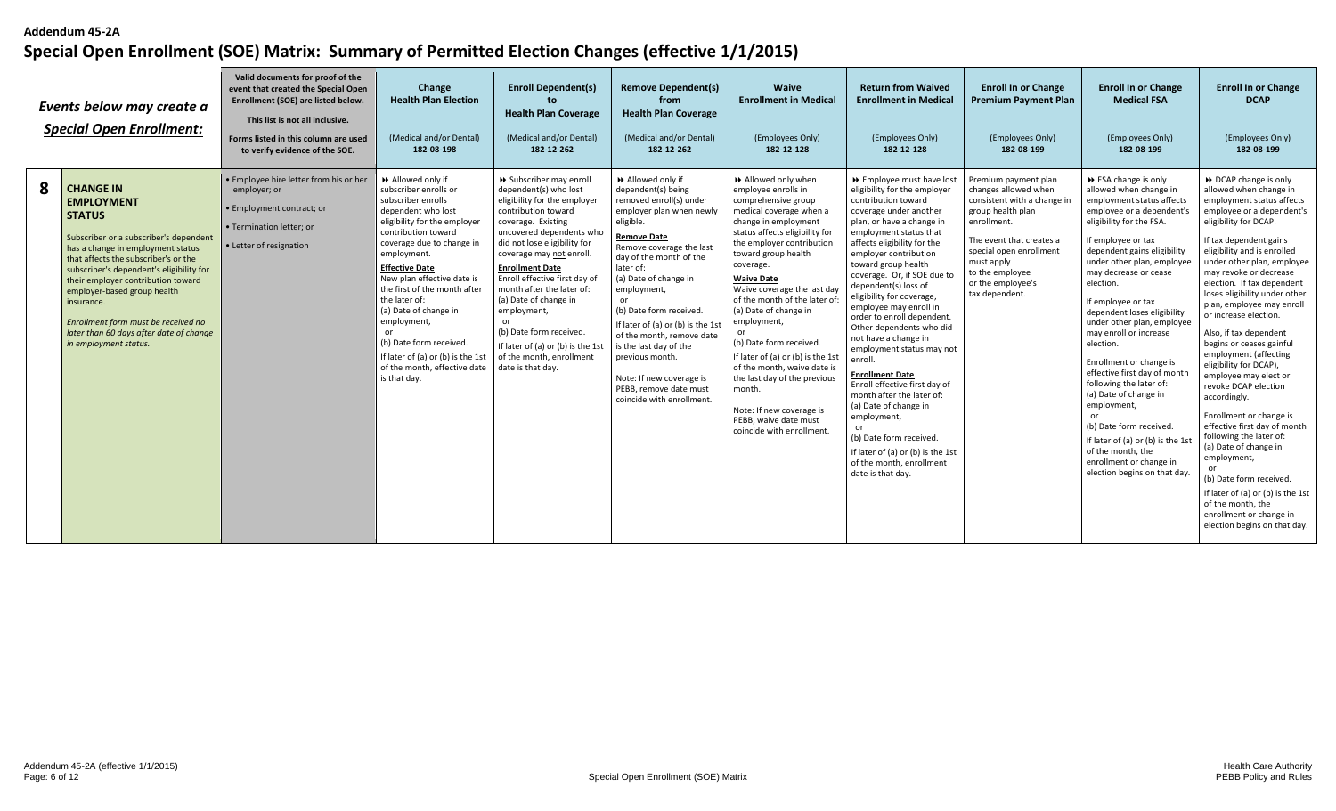**Addendum 45-2A**

# Special Open Enrollment (SOE) Matrix: Summary of Permitted Election Changes (effective 1/1/2015)

| | *Events below may create a Special Open Enrollment:* | Valid documents for proof of the event that created the Special Open Enrollment (SOE) are listed below. This list is not all inclusive. Forms listed in this column are used to verify evidence of the SOE. | Change Health Plan Election (Medical and/or Dental) 182-08-198 | Enroll Dependent(s) to Health Plan Coverage (Medical and/or Dental) 182-12-262 | Remove Dependent(s) from Health Plan Coverage (Medical and/or Dental) 182-12-262 | Waive Enrollment in Medical (Employees Only) 182-12-128 | Return from Waived Enrollment in Medical (Employees Only) 182-12-128 | Enroll In or Change Premium Payment Plan (Employees Only) 182-08-199 | Enroll In or Change Medical FSA (Employees Only) 182-08-199 | Enroll In or Change DCAP (Employees Only) 182-08-199 |
|---|---|---|---|---|---|---|---|---|---|---|
| **8** | **CHANGE IN EMPLOYMENT STATUS** Subscriber or a subscriber's dependent has a change in employment status that affects the subscriber's or the subscriber's dependent's eligibility for their employer contribution toward employer-based group health insurance. *Enrollment form must be received no later than 60 days after date of change in employment status.* | • Employee hire letter from his or her employer; or • Employment contract; or • Termination letter; or • Letter of resignation | ⏩ Allowed only if subscriber enrolls or subscriber enrolls dependent who lost eligibility for the employer contribution toward coverage due to change in employment. **Effective Date** New plan effective date is the first of the month after the later of: (a) Date of change in employment, or (b) Date form received. If later of (a) or (b) is the 1st of the month, effective date is that day. | ⏩ Subscriber may enroll dependent(s) who lost eligibility for the employer contribution toward coverage. Existing uncovered dependents who did not lose eligibility for coverage may not enroll. **Enrollment Date** Enroll effective first day of month after the later of: (a) Date of change in employment, or (b) Date form received. If later of (a) or (b) is the 1st of the month, enrollment date is that day. | ⏩ Allowed only if dependent(s) being removed enroll(s) under employer plan when newly eligible. **Remove Date** Remove coverage the last day of the month of the later of: (a) Date of change in employment, or (b) Date form received. If later of (a) or (b) is the 1st of the month, remove date is the last day of the previous month. Note: If new coverage is PEBB, remove date must coincide with enrollment. | ⏩ Allowed only when employee enrolls in comprehensive group medical coverage when a change in employment status affects eligibility for the employer contribution toward group health coverage. **Waive Date** Waive coverage the last day of the month of the later of: (a) Date of change in employment, or (b) Date form received. If later of (a) or (b) is the 1st of the month, waive date is the last day of the previous month. Note: If new coverage is PEBB, waive date must coincide with enrollment. | ⏩ Employee must have lost eligibility for the employer contribution toward coverage under another plan, or have a change in employment status that affects eligibility for the employer contribution toward group health coverage. Or, if SOE due to dependent(s) loss of eligibility for coverage, employee may enroll in order to enroll dependent. Other dependents who did not have a change in employment status may not enroll. **Enrollment Date** Enroll effective first day of month after the later of: (a) Date of change in employment, or (b) Date form received. If later of (a) or (b) is the 1st of the month, enrollment date is that day. | Premium payment plan changes allowed when consistent with a change in group health plan enrollment. The event that creates a special open enrollment must apply to the employee or the employee's tax dependent. | ⏩ FSA change is only allowed when change in employment status affects employee or a dependent's eligibility for the FSA. If employee or tax dependent gains eligibility under other plan, employee may decrease or cease election. If employee or tax dependent loses eligibility under other plan, employee may enroll or increase election. Enrollment or change is effective first day of month following the later of: (a) Date of change in employment, or (b) Date form received. If later of (a) or (b) is the 1st of the month, the enrollment or change in election begins on that day. | ⏩ DCAP change is only allowed when change in employment status affects employee or a dependent's eligibility for DCAP. If tax dependent gains eligibility and is enrolled under other plan, employee may revoke or decrease election. If tax dependent loses eligibility under other plan, employee may enroll or increase election. Also, if tax dependent begins or ceases gainful employment (affecting eligibility for DCAP), employee may elect or revoke DCAP election accordingly. Enrollment or change is effective first day of month following the later of: (a) Date of change in employment, or (b) Date form received. If later of (a) or (b) is the 1st of the month, the enrollment or change in election begins on that day. |

Special Open Enrollment (SOE) Matrix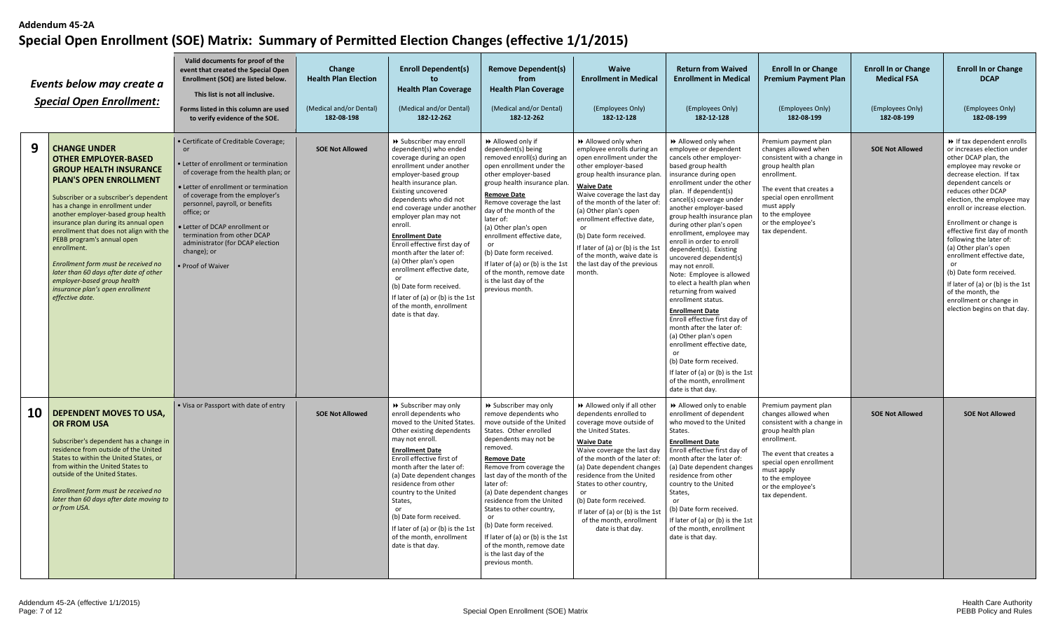**Addendum 45-2A**

# Special Open Enrollment (SOE) Matrix: Summary of Permitted Election Changes (effective 1/1/2015)

| | *Events below may create a Special Open Enrollment:* | Valid documents for proof of the event that created the Special Open Enrollment (SOE) are listed below. This list is not all inclusive. Forms listed in this column are used to verify evidence of the SOE. | Change Health Plan Election (Medical and/or Dental) 182-08-198 | Enroll Dependent(s) to Health Plan Coverage (Medical and/or Dental) 182-12-262 | Remove Dependent(s) from Health Plan Coverage (Medical and/or Dental) 182-12-262 | Waive Enrollment in Medical (Employees Only) 182-12-128 | Return from Waived Enrollment in Medical (Employees Only) 182-12-128 | Enroll In or Change Premium Payment Plan (Employees Only) 182-08-199 | Enroll In or Change Medical FSA (Employees Only) 182-08-199 | Enroll In or Change DCAP (Employees Only) 182-08-199 |
|---|---|---|---|---|---|---|---|---|---|---|
| **9** | **CHANGE UNDER OTHER EMPLOYER-BASED GROUP HEALTH INSURANCE PLAN'S OPEN ENROLLMENT**<br><br>Subscriber or a subscriber's dependent has a change in enrollment under another employer-based group health insurance plan during its annual open enrollment that does not align with the PEBB program's annual open enrollment.<br><br>*Enrollment form must be received no later than 60 days after date of other employer-based group health insurance plan's open enrollment effective date.* | • Certificate of Creditable Coverage; or<br>• Letter of enrollment or termination of coverage from the health plan; or<br>• Letter of enrollment or termination of coverage from the employer's personnel, payroll, or benefits office; or<br>• Letter of DCAP enrollment or termination from other DCAP administrator (for DCAP election change); or<br>• Proof of Waiver | **SOE Not Allowed** | ⏩ Subscriber may enroll dependent(s) who ended coverage during an open enrollment under another employer-based group health insurance plan. Existing uncovered dependents who did not end coverage under another employer plan may not enroll.<br>**Enrollment Date**<br>Enroll effective first day of month after the later of:<br>(a) Other plan's open enrollment effective date,<br>or<br>(b) Date form received.<br>If later of (a) or (b) is the 1st of the month, enrollment date is that day. | ⏩ Allowed only if dependent(s) being removed enroll(s) during an open enrollment under the other employer-based group health insurance plan.<br>**Remove Date**<br>Remove coverage the last day of the month of the later of:<br>(a) Other plan's open enrollment effective date,<br>or<br>(b) Date form received.<br>If later of (a) or (b) is the 1st of the month, remove date is the last day of the previous month. | ⏩ Allowed only when employee enrolls during an open enrollment under the other employer-based group health insurance plan.<br>**Waive Date**<br>Waive coverage the last day of the month of the later of:<br>(a) Other plan's open enrollment effective date,<br>or<br>(b) Date form received.<br>If later of (a) or (b) is the 1st of the month, waive date is the last day of the previous month. | ⏩ Allowed only when employee or dependent cancels other employer-based group health insurance during open enrollment under the other plan. If dependent(s) cancel(s) coverage under another employer-based group health insurance plan during other plan's open enrollment, employee may enroll in order to enroll dependent(s). Existing uncovered dependent(s) may not enroll.<br>Note: Employee is allowed to elect a health plan when returning from waived enrollment status.<br>**Enrollment Date**<br>Enroll effective first day of month after the later of:<br>(a) Other plan's open enrollment effective date,<br>or<br>(b) Date form received.<br>If later of (a) or (b) is the 1st of the month, enrollment date is that day. | Premium payment plan changes allowed when consistent with a change in group health plan enrollment.<br><br>The event that creates a special open enrollment must apply to the employee or the employee's tax dependent. | **SOE Not Allowed** | ⏩ If tax dependent enrolls or increases election under other DCAP plan, the employee may revoke or decrease election. If tax dependent cancels or reduces other DCAP election, the employee may enroll or increase election.<br><br>Enrollment or change is effective first day of month following the later of:<br>(a) Other plan's open enrollment effective date,<br>or<br>(b) Date form received.<br>If later of (a) or (b) is the 1st of the month, the enrollment or change in election begins on that day. |
| **10** | **DEPENDENT MOVES TO USA, OR FROM USA**<br><br>Subscriber's dependent has a change in residence from outside of the United States to within the United States, or from within the United States to outside of the United States.<br><br>*Enrollment form must be received no later than 60 days after date moving to or from USA.* | • Visa or Passport with date of entry | **SOE Not Allowed** | ⏩ Subscriber may only enroll dependents who moved to the United States. Other existing dependents may not enroll.<br>**Enrollment Date**<br>Enroll effective first of month after the later of:<br>(a) Date dependent changes residence from other country to the United States,<br>or<br>(b) Date form received.<br>If later of (a) or (b) is the 1st of the month, enrollment date is that day. | ⏩ Subscriber may only remove dependents who move outside of the United States. Other enrolled dependents may not be removed.<br>**Remove Date**<br>Remove from coverage the last day of the month of the later of:<br>(a) Date dependent changes residence from the United States to other country,<br>or<br>(b) Date form received.<br>If later of (a) or (b) is the 1st of the month, remove date is the last day of the previous month. | ⏩ Allowed only if all other dependents enrolled to coverage move outside of the United States.<br>**Waive Date**<br>Waive coverage the last day of the month of the later of:<br>(a) Date dependent changes residence from the United States to other country,<br>or<br>(b) Date form received.<br>If later of (a) or (b) is the 1st of the month, enrollment date is that day. | ⏩ Allowed only to enable enrollment of dependent who moved to the United States.<br>**Enrollment Date**<br>Enroll effective first day of month after the later of:<br>(a) Date dependent changes residence from other country to the United States,<br>or<br>(b) Date form received.<br>If later of (a) or (b) is the 1st of the month, enrollment date is that day. | Premium payment plan changes allowed when consistent with a change in group health plan enrollment.<br><br>The event that creates a special open enrollment must apply to the employee or the employee's tax dependent. | **SOE Not Allowed** | **SOE Not Allowed** |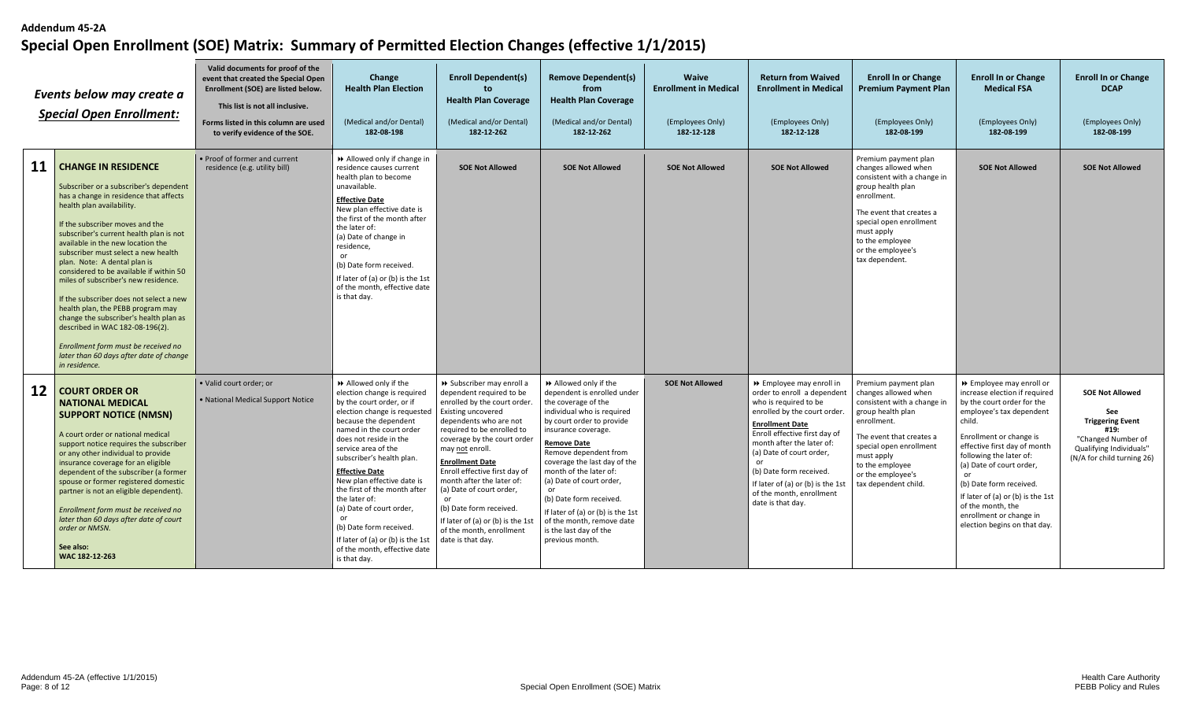**Addendum 45-2A**

# Special Open Enrollment (SOE) Matrix: Summary of Permitted Election Changes (effective 1/1/2015)

| | *Events below may create a Special Open Enrollment:* | Valid documents for proof of the event that created the Special Open Enrollment (SOE) are listed below. This list is not all inclusive. Forms listed in this column are used to verify evidence of the SOE. | **Change Health Plan Election** (Medical and/or Dental) **182-08-198** | **Enroll Dependent(s) to Health Plan Coverage** (Medical and/or Dental) **182-12-262** | **Remove Dependent(s) from Health Plan Coverage** (Medical and/or Dental) **182-12-262** | **Waive Enrollment in Medical** (Employees Only) **182-12-128** | **Return from Waived Enrollment in Medical** (Employees Only) **182-12-128** | **Enroll In or Change Premium Payment Plan** (Employees Only) **182-08-199** | **Enroll In or Change Medical FSA** (Employees Only) **182-08-199** | **Enroll In or Change DCAP** (Employees Only) **182-08-199** |
|---|---|---|---|---|---|---|---|---|---|---|
| **11** | **CHANGE IN RESIDENCE**<br><br>Subscriber or a subscriber's dependent has a change in residence that affects health plan availability.<br><br>If the subscriber moves and the subscriber's current health plan is not available in the new location the subscriber must select a new health plan. Note: A dental plan is considered to be available if within 50 miles of subscriber's new residence.<br><br>If the subscriber does not select a new health plan, the PEBB program may change the subscriber's health plan as described in WAC 182-08-196(2).<br><br>*Enrollment form must be received no later than 60 days after date of change in residence.* | • Proof of former and current residence (e.g. utility bill) | ⏩ Allowed only if change in residence causes current health plan to become unavailable.<br><br>**Effective Date**<br>New plan effective date is the first of the month after the later of:<br>(a) Date of change in residence,<br>or<br>(b) Date form received.<br><br>If later of (a) or (b) is the 1st of the month, effective date is that day. | **SOE Not Allowed** | **SOE Not Allowed** | **SOE Not Allowed** | **SOE Not Allowed** | Premium payment plan changes allowed when consistent with a change in group health plan enrollment.<br><br>The event that creates a special open enrollment must apply to the employee or the employee's tax dependent. | **SOE Not Allowed** | **SOE Not Allowed** |
| **12** | **COURT ORDER OR NATIONAL MEDICAL SUPPORT NOTICE (NMSN)**<br><br>A court order or national medical support notice requires the subscriber or any other individual to provide insurance coverage for an eligible dependent of the subscriber (a former spouse or former registered domestic partner is not an eligible dependent).<br><br>*Enrollment form must be received no later than 60 days after date of court order or NMSN.*<br><br>**See also:**<br>**WAC 182-12-263** | • Valid court order; or<br><br>• National Medical Support Notice | ⏩ Allowed only if the election change is required by the court order, or if election change is requested because the dependent named in the court order does not reside in the service area of the subscriber's health plan.<br><br>**Effective Date**<br>New plan effective date is the first of the month after the later of:<br>(a) Date of court order,<br>or<br>(b) Date form received.<br><br>If later of (a) or (b) is the 1st of the month, effective date is that day. | ⏩ Subscriber may enroll a dependent required to be enrolled by the court order. Existing uncovered dependents who are not required to be enrolled to coverage by the court order may not enroll.<br><br>**Enrollment Date**<br>Enroll effective first day of month after the later of:<br>(a) Date of court order,<br>or<br>(b) Date form received.<br><br>If later of (a) or (b) is the 1st of the month, enrollment date is that day. | ⏩ Allowed only if the dependent is enrolled under the coverage of the individual who is required by court order to provide insurance coverage.<br><br>**Remove Date**<br>Remove dependent from coverage the last day of the month of the later of:<br>(a) Date of court order,<br>or<br>(b) Date form received.<br><br>If later of (a) or (b) is the 1st of the month, remove date is the last day of the previous month. | **SOE Not Allowed** | ⏩ Employee may enroll in order to enroll a dependent who is required to be enrolled by the court order.<br><br>**Enrollment Date**<br>Enroll effective first day of month after the later of:<br>(a) Date of court order,<br>or<br>(b) Date form received.<br><br>If later of (a) or (b) is the 1st of the month, enrollment date is that day. | Premium payment plan changes allowed when consistent with a change in group health plan enrollment.<br><br>The event that creates a special open enrollment must apply to the employee or the employee's tax dependent child. | ⏩ Employee may enroll or increase election if required by the court order for the employee's tax dependent child.<br><br>Enrollment or change is effective first day of month following the later of:<br>(a) Date of court order,<br>or<br>(b) Date form received.<br><br>If later of (a) or (b) is the 1st of the month, the enrollment or change in election begins on that day. | **SOE Not Allowed**<br><br>**See Triggering Event #19:** "Changed Number of Qualifying Individuals" (N/A for child turning 26) |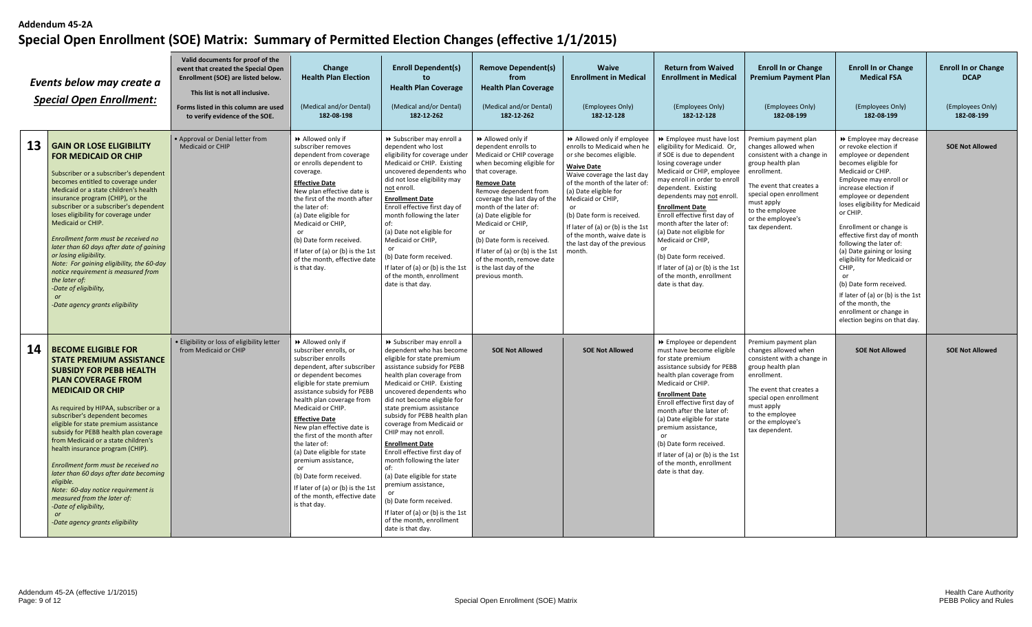**Addendum 45-2A**

# Special Open Enrollment (SOE) Matrix: Summary of Permitted Election Changes (effective 1/1/2015)

| | Events below may create a Special Open Enrollment: | Valid documents for proof of the event that created the Special Open Enrollment (SOE) are listed below. This list is not all inclusive. Forms listed in this column are used to verify evidence of the SOE. | Change Health Plan Election (Medical and/or Dental) 182-08-198 | Enroll Dependent(s) to Health Plan Coverage (Medical and/or Dental) 182-12-262 | Remove Dependent(s) from Health Plan Coverage (Medical and/or Dental) 182-12-262 | Waive Enrollment in Medical (Employees Only) 182-12-128 | Return from Waived Enrollment in Medical (Employees Only) 182-12-128 | Enroll In or Change Premium Payment Plan (Employees Only) 182-08-199 | Enroll In or Change Medical FSA (Employees Only) 182-08-199 | Enroll In or Change DCAP (Employees Only) 182-08-199 |
|---|---|---|---|---|---|---|---|---|---|---|
| **13** | **GAIN OR LOSE ELIGIBILITY FOR MEDICAID OR CHIP**<br><br>Subscriber or a subscriber's dependent becomes entitled to coverage under Medicaid or a state children's health insurance program (CHIP), or the subscriber or a subscriber's dependent loses eligibility for coverage under Medicaid or CHIP.<br><br>*Enrollment form must be received no later than 60 days after date of gaining or losing eligibility.*<br>*Note: For gaining eligibility, the 60-day notice requirement is measured from the later of:*<br>*-Date of eligibility,*<br>*or*<br>*-Date agency grants eligibility* | • Approval or Denial letter from Medicaid or CHIP | ⏩ Allowed only if subscriber removes dependent from coverage or enrolls dependent to coverage.<br><br>**Effective Date**<br>New plan effective date is the first of the month after the later of:<br>(a) Date eligible for Medicaid or CHIP,<br>or<br>(b) Date form received.<br>If later of (a) or (b) is the 1st of the month, effective date is that day. | ⏩ Subscriber may enroll a dependent who lost eligibility for coverage under Medicaid or CHIP. Existing uncovered dependents who did not lose eligibility may not enroll.<br><br>**Enrollment Date**<br>Enroll effective first day of month following the later of:<br>(a) Date not eligible for Medicaid or CHIP,<br>or<br>(b) Date form received.<br>If later of (a) or (b) is the 1st of the month, enrollment date is that day. | ⏩ Allowed only if dependent enrolls to Medicaid or CHIP coverage when becoming eligible for that coverage.<br><br>**Remove Date**<br>Remove dependent from coverage the last day of the month of the later of:<br>(a) Date eligible for Medicaid or CHIP,<br>or<br>(b) Date form is received.<br>If later of (a) or (b) is the 1st of the month, remove date is the last day of the previous month. | ⏩ Allowed only if employee enrolls to Medicaid when he or she becomes eligible.<br><br>**Waive Date**<br>Waive coverage the last day of the month of the later of:<br>(a) Date eligible for Medicaid or CHIP,<br>or<br>(b) Date form is received.<br>If later of (a) or (b) is the 1st of the month, waive date is the last day of the previous month. | ⏩ Employee must have lost eligibility for Medicaid. Or, if SOE is due to dependent losing coverage under Medicaid or CHIP, employee may enroll in order to enroll dependent. Existing dependents may not enroll.<br><br>**Enrollment Date**<br>Enroll effective first day of month after the later of:<br>(a) Date not eligible for Medicaid or CHIP,<br>or<br>(b) Date form received.<br>If later of (a) or (b) is the 1st of the month, enrollment date is that day. | Premium payment plan changes allowed when consistent with a change in group health plan enrollment.<br><br>The event that creates a special open enrollment must apply to the employee or the employee's tax dependent. | ⏩ Employee may decrease or revoke election if employee or dependent becomes eligible for Medicaid or CHIP. Employee may enroll or increase election if employee or dependent loses eligibility for Medicaid or CHIP.<br><br>Enrollment or change is effective first day of month following the later of:<br>(a) Date gaining or losing eligibility for Medicaid or CHIP,<br>or<br>(b) Date form received.<br>If later of (a) or (b) is the 1st of the month, the enrollment or change in election begins on that day. | **SOE Not Allowed** |
| **14** | **BECOME ELIGIBLE FOR STATE PREMIUM ASSISTANCE SUBSIDY FOR PEBB HEALTH PLAN COVERAGE FROM MEDICAID OR CHIP**<br><br>As required by HIPAA, subscriber or a subscriber's dependent becomes eligible for state premium assistance subsidy for PEBB health plan coverage from Medicaid or a state children's health insurance program (CHIP).<br><br>*Enrollment form must be received no later than 60 days after date becoming eligible.*<br>*Note: 60-day notice requirement is measured from the later of:*<br>*-Date of eligibility,*<br>*or*<br>*-Date agency grants eligibility* | • Eligibility or loss of eligibility letter from Medicaid or CHIP | ⏩ Allowed only if subscriber enrolls, or subscriber enrolls dependent, after subscriber or dependent becomes eligible for state premium assistance subsidy for PEBB health plan coverage from Medicaid or CHIP.<br><br>**Effective Date**<br>New plan effective date is the first of the month after the later of:<br>(a) Date eligible for state premium assistance,<br>or<br>(b) Date form received.<br>If later of (a) or (b) is the 1st of the month, effective date is that day. | ⏩ Subscriber may enroll a dependent who has become eligible for state premium assistance subsidy for PEBB health plan coverage from Medicaid or CHIP. Existing uncovered dependents who did not become eligible for state premium assistance subsidy for PEBB health plan coverage from Medicaid or CHIP may not enroll.<br><br>**Enrollment Date**<br>Enroll effective first day of month following the later of:<br>(a) Date eligible for state premium assistance,<br>or<br>(b) Date form received.<br>If later of (a) or (b) is the 1st of the month, enrollment date is that day. | **SOE Not Allowed** | **SOE Not Allowed** | ⏩ Employee or dependent must have become eligible for state premium assistance subsidy for PEBB health plan coverage from Medicaid or CHIP.<br><br>**Enrollment Date**<br>Enroll effective first day of month after the later of:<br>(a) Date eligible for state premium assistance,<br>or<br>(b) Date form received.<br>If later of (a) or (b) is the 1st of the month, enrollment date is that day. | Premium payment plan changes allowed when consistent with a change in group health plan enrollment.<br><br>The event that creates a special open enrollment must apply to the employee or the employee's tax dependent. | **SOE Not Allowed** | **SOE Not Allowed** |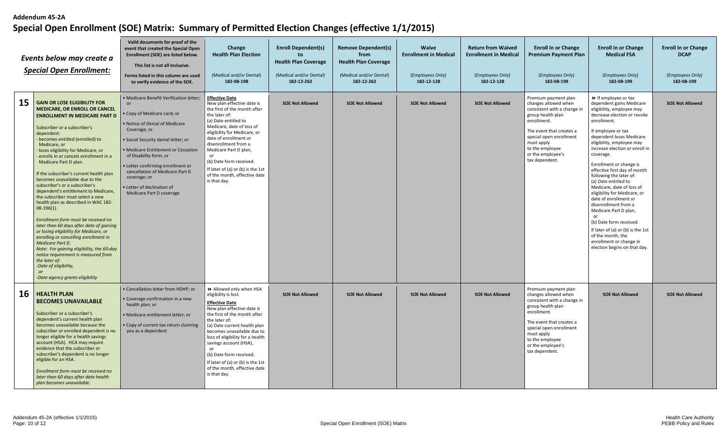**Addendum 45-2A**

# Special Open Enrollment (SOE) Matrix: Summary of Permitted Election Changes (effective 1/1/2015)

| | *Events below may create a Special Open Enrollment:* | Valid documents for proof of the event that created the Special Open Enrollment (SOE) are listed below. This list is not all inclusive. Forms listed in this column are used to verify evidence of the SOE. | **Change Health Plan Election** (Medical and/or Dental) 182-08-198 | **Enroll Dependent(s) to Health Plan Coverage** (Medical and/or Dental) 182-12-262 | **Remove Dependent(s) from Health Plan Coverage** (Medical and/or Dental) 182-12-262 | **Waive Enrollment in Medical** (Employees Only) 182-12-128 | **Return from Waived Enrollment in Medical** (Employees Only) 182-12-128 | **Enroll In or Change Premium Payment Plan** (Employees Only) 182-08-199 | **Enroll In or Change Medical FSA** (Employees Only) 182-08-199 | **Enroll In or Change DCAP** (Employees Only) 182-08-199 |
|---|---|---|---|---|---|---|---|---|---|---|
| **15** | **GAIN OR LOSE ELIGIBILITY FOR MEDICARE, OR ENROLL OR CANCEL ENROLLMENT IN MEDICARE PART D** Subscriber or a subscriber's dependent: - becomes entitled (enrolled) to Medicare, or - loses eligibility for Medicare, or - enrolls in or cancels enrollment in a Medicare Part D plan. If the subscriber's current health plan becomes unavailable due to the subscriber's or a subscriber's dependent's entitlement to Medicare, the subscriber must select a new health plan as described in WAC 182-08-196(1). *Enrollment form must be received no later than 60 days after date of gaining or losing eligibility for Medicare, or enrolling or cancelling enrollment in Medicare Part D. Note: For gaining eligibility, the 60-day notice requirement is measured from the later of: -Date of eligibility, or -Date agency grants eligibility* | • Medicare Benefit Verification letter; or • Copy of Medicare card; or • Notice of Denial of Medicare Coverage; or • Social Security denial letter; or • Medicare Entitlement or Cessation of Disability form; or • Letter confirming enrollment or cancellation of Medicare Part D coverage; or • Letter of declination of Medicare Part D coverage | **Effective Date** New plan effective date is the first of the month after the later of: (a) Date entitled to Medicare, date of loss of eligibility for Medicare, or date of enrollment or disenrollment from a Medicare Part D plan, or (b) Date form received. If later of (a) or (b) is the 1st of the month, effective date is that day. | **SOE Not Allowed** | **SOE Not Allowed** | **SOE Not Allowed** | **SOE Not Allowed** | Premium payment plan changes allowed when consistent with a change in group health plan enrollment. The event that creates a special open enrollment must apply to the employee or the employee's tax dependent. | ⏩ If employee or tax dependent gains Medicare eligibility, employee may decrease election or revoke enrollment. If employee or tax dependent loses Medicare eligibility, employee may increase election or enroll in coverage. Enrollment or change is effective first day of month following the later of: (a) Date entitled to Medicare, date of loss of eligibility for Medicare, or date of enrollment or disenrollment from a Medicare Part D plan, or (b) Date form received. If later of (a) or (b) is the 1st of the month, the enrollment or change in election begins on that day. | **SOE Not Allowed** |
| **16** | **HEALTH PLAN BECOMES UNAVAILABLE** Subscriber or a subscriber's dependent's current health plan becomes unavailable because the subscriber or enrolled dependent is no longer eligible for a health savings account (HSA). HCA may require evidence that the subscriber or subscriber's dependent is no longer eligible for an HSA. *Enrollment form must be received no later than 60 days after date health plan becomes unavailable.* | • Cancellation letter from HDHP; or • Coverage confirmation in a new health plan; or • Medicare entitlement letter; or • Copy of current tax return claiming you as a dependent | ⏩ Allowed only when HSA eligibility is lost. **Effective Date** New plan effective date is the first of the month after the later of: (a) Date current health plan becomes unavailable due to loss of eligibility for a health savings account (HSA), or (b) Date form received. If later of (a) or (b) is the 1st of the month, effective date is that day. | **SOE Not Allowed** | **SOE Not Allowed** | **SOE Not Allowed** | **SOE Not Allowed** | Premium payment plan changes allowed when consistent with a change in group health plan enrollment. The event that creates a special open enrollment must apply to the employee or the employee's tax dependent. | **SOE Not Allowed** | **SOE Not Allowed** |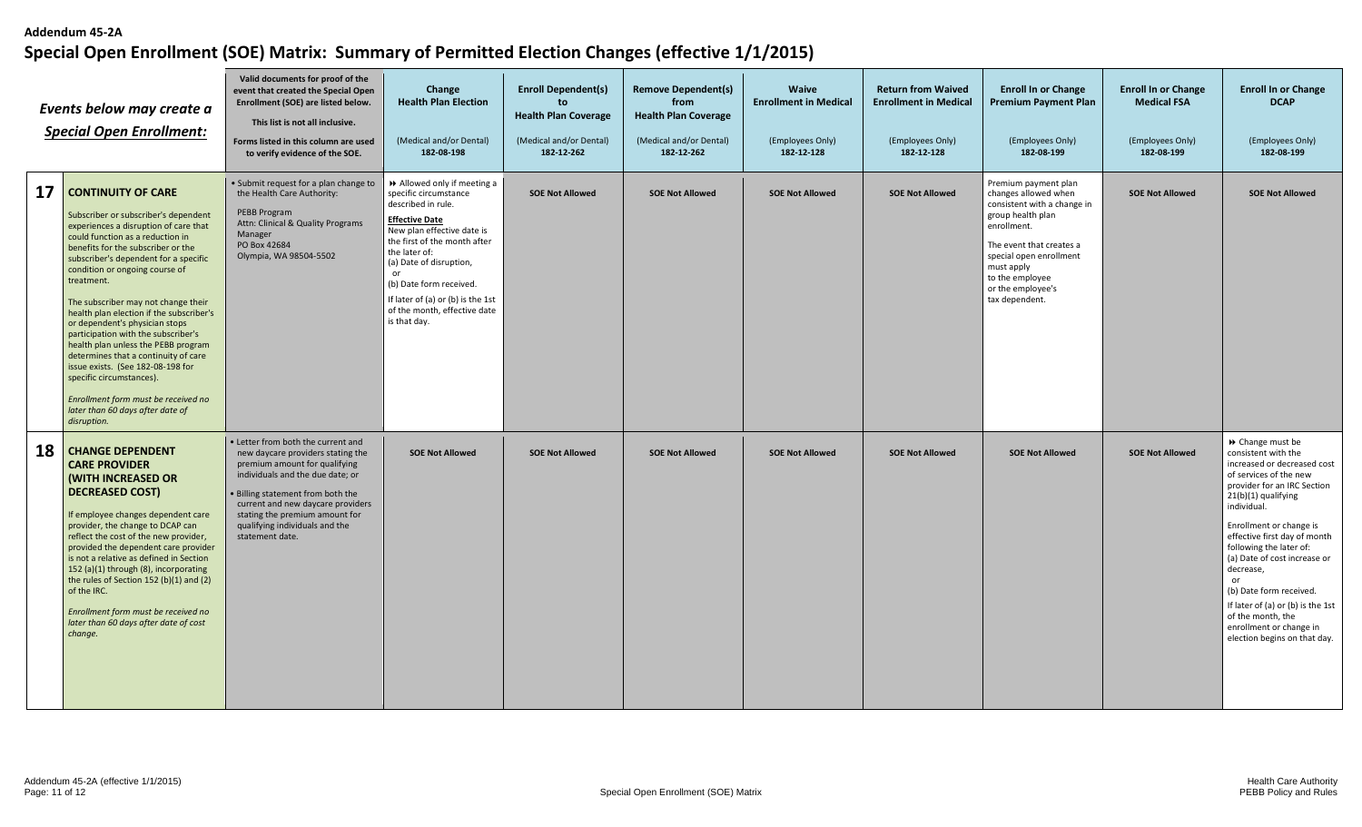**Addendum 45-2A**

# Special Open Enrollment (SOE) Matrix: Summary of Permitted Election Changes (effective 1/1/2015)

| | *Events below may create a Special Open Enrollment:* | **Valid documents for proof of the event that created the Special Open Enrollment (SOE) are listed below.** **This list is not all inclusive.** **Forms listed in this column are used to verify evidence of the SOE.** | **Change Health Plan Election** (Medical and/or Dental) **182-08-198** | **Enroll Dependent(s) to Health Plan Coverage** (Medical and/or Dental) **182-12-262** | **Remove Dependent(s) from Health Plan Coverage** (Medical and/or Dental) **182-12-262** | **Waive Enrollment in Medical** (Employees Only) **182-12-128** | **Return from Waived Enrollment in Medical** (Employees Only) **182-12-128** | **Enroll In or Change Premium Payment Plan** (Employees Only) **182-08-199** | **Enroll In or Change Medical FSA** (Employees Only) **182-08-199** | **Enroll In or Change DCAP** (Employees Only) **182-08-199** |
|---|---|---|---|---|---|---|---|---|---|---|
| **17** | **CONTINUITY OF CARE** <br><br> Subscriber or subscriber's dependent experiences a disruption of care that could function as a reduction in benefits for the subscriber or the subscriber's dependent for a specific condition or ongoing course of treatment. <br><br> The subscriber may not change their health plan election if the subscriber's or dependent's physician stops participation with the subscriber's health plan unless the PEBB program determines that a continuity of care issue exists. (See 182-08-198 for specific circumstances). <br><br> *Enrollment form must be received no later than 60 days after date of disruption.* | • Submit request for a plan change to the Health Care Authority: <br><br> PEBB Program <br> Attn: Clinical & Quality Programs Manager <br> PO Box 42684 <br> Olympia, WA 98504-5502 | ⏩ Allowed only if meeting a specific circumstance described in rule. <br><br> <u>**Effective Date**</u> <br> New plan effective date is the first of the month after the later of: <br> (a) Date of disruption, <br> or <br> (b) Date form received. <br> If later of (a) or (b) is the 1st of the month, effective date is that day. | **SOE Not Allowed** | **SOE Not Allowed** | **SOE Not Allowed** | **SOE Not Allowed** | Premium payment plan changes allowed when consistent with a change in group health plan enrollment. <br><br> The event that creates a special open enrollment must apply to the employee or the employee's tax dependent. | **SOE Not Allowed** | **SOE Not Allowed** |
| **18** | **CHANGE DEPENDENT CARE PROVIDER (WITH INCREASED OR DECREASED COST)** <br><br> If employee changes dependent care provider, the change to DCAP can reflect the cost of the new provider, provided the dependent care provider is not a relative as defined in Section 152 (a)(1) through (8), incorporating the rules of Section 152 (b)(1) and (2) of the IRC. <br><br> *Enrollment form must be received no later than 60 days after date of cost change.* | • Letter from both the current and new daycare providers stating the premium amount for qualifying individuals and the due date; or <br> • Billing statement from both the current and new daycare providers stating the premium amount for qualifying individuals and the statement date. | **SOE Not Allowed** | **SOE Not Allowed** | **SOE Not Allowed** | **SOE Not Allowed** | **SOE Not Allowed** | **SOE Not Allowed** | **SOE Not Allowed** | ⏩ Change must be consistent with the increased or decreased cost of services of the new provider for an IRC Section 21(b)(1) qualifying individual. <br><br> Enrollment or change is effective first day of month following the later of: <br> (a) Date of cost increase or decrease, <br> or <br> (b) Date form received. <br> If later of (a) or (b) is the 1st of the month, the enrollment or change in election begins on that day. |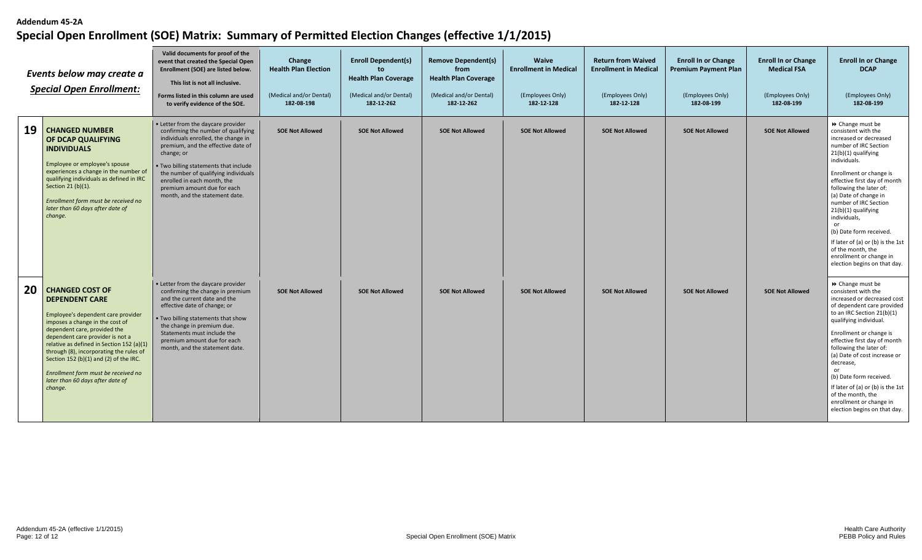**Addendum 45-2A**

# Special Open Enrollment (SOE) Matrix: Summary of Permitted Election Changes (effective 1/1/2015)

| | *Events below may create a Special Open Enrollment:* | Valid documents for proof of the event that created the Special Open Enrollment (SOE) are listed below. This list is not all inclusive. Forms listed in this column are used to verify evidence of the SOE. | Change Health Plan Election (Medical and/or Dental) 182-08-198 | Enroll Dependent(s) to Health Plan Coverage (Medical and/or Dental) 182-12-262 | Remove Dependent(s) from Health Plan Coverage (Medical and/or Dental) 182-12-262 | Waive Enrollment in Medical (Employees Only) 182-12-128 | Return from Waived Enrollment in Medical (Employees Only) 182-12-128 | Enroll In or Change Premium Payment Plan (Employees Only) 182-08-199 | Enroll In or Change Medical FSA (Employees Only) 182-08-199 | Enroll In or Change DCAP (Employees Only) 182-08-199 |
|---|---|---|---|---|---|---|---|---|---|---|
| **19** | **CHANGED NUMBER OF DCAP QUALIFYING INDIVIDUALS**<br><br>Employee or employee's spouse experiences a change in the number of qualifying individuals as defined in IRC Section 21 (b)(1).<br><br>*Enrollment form must be received no later than 60 days after date of change.* | • Letter from the daycare provider confirming the number of qualifying individuals enrolled, the change in premium, and the effective date of change; or<br>• Two billing statements that include the number of qualifying individuals enrolled in each month, the premium amount due for each month, and the statement date. | **SOE Not Allowed** | **SOE Not Allowed** | **SOE Not Allowed** | **SOE Not Allowed** | **SOE Not Allowed** | **SOE Not Allowed** | **SOE Not Allowed** | ⏩ Change must be consistent with the increased or decreased number of IRC Section 21(b)(1) qualifying individuals.<br><br>Enrollment or change is effective first day of month following the later of:<br>(a) Date of change in number of IRC Section 21(b)(1) qualifying individuals,<br>or<br>(b) Date form received.<br><br>If later of (a) or (b) is the 1st of the month, the enrollment or change in election begins on that day. |
| **20** | **CHANGED COST OF DEPENDENT CARE**<br><br>Employee's dependent care provider imposes a change in the cost of dependent care, provided the dependent care provider is not a relative as defined in Section 152 (a)(1) through (8), incorporating the rules of Section 152 (b)(1) and (2) of the IRC.<br><br>*Enrollment form must be received no later than 60 days after date of change.* | • Letter from the daycare provider confirming the change in premium and the current date and the effective date of change; or<br>• Two billing statements that show the change in premium due. Statements must include the premium amount due for each month, and the statement date. | **SOE Not Allowed** | **SOE Not Allowed** | **SOE Not Allowed** | **SOE Not Allowed** | **SOE Not Allowed** | **SOE Not Allowed** | **SOE Not Allowed** | ⏩ Change must be consistent with the increased or decreased cost of dependent care provided to an IRC Section 21(b)(1) qualifying individual.<br><br>Enrollment or change is effective first day of month following the later of:<br>(a) Date of cost increase or decrease,<br>or<br>(b) Date form received.<br><br>If later of (a) or (b) is the 1st of the month, the enrollment or change in election begins on that day. |